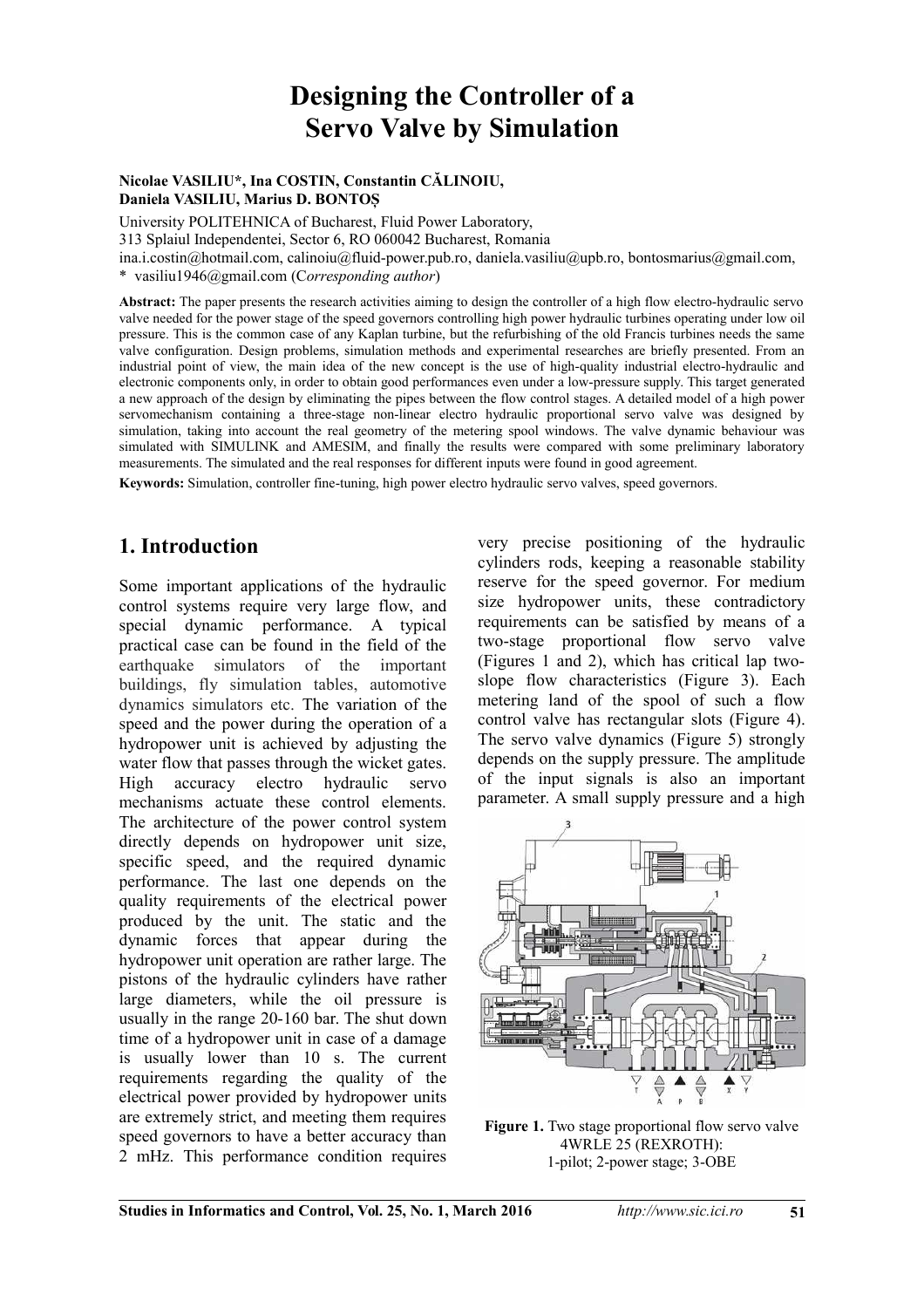# Designing the Controller of a Servo Valve by Simulation

**Nicolae VASILIU*, Ina COSTIN, Constantin CĂLINOIU, Daniela VASILIU, Marius D. BONTOȘ**

University POLITEHNICA of Bucharest, Fluid Power Laboratory,
313 Splaiul Independentei, Sector 6, RO 060042 Bucharest, Romania
ina.i.costin@hotmail.com, calinoiu@fluid-power.pub.ro, daniela.vasiliu@upb.ro, bontosmarius@gmail.com,
* vasiliu1946@gmail.com (*Corresponding author*)

**Abstract:** The paper presents the research activities aiming to design the controller of a high flow electro-hydraulic servo valve needed for the power stage of the speed governors controlling high power hydraulic turbines operating under low oil pressure. This is the common case of any Kaplan turbine, but the refurbishing of the old Francis turbines needs the same valve configuration. Design problems, simulation methods and experimental researches are briefly presented. From an industrial point of view, the main idea of the new concept is the use of high-quality industrial electro-hydraulic and electronic components only, in order to obtain good performances even under a low-pressure supply. This target generated a new approach of the design by eliminating the pipes between the flow control stages. A detailed model of a high power servomechanism containing a three-stage non-linear electro hydraulic proportional servo valve was designed by simulation, taking into account the real geometry of the metering spool windows. The valve dynamic behaviour was simulated with SIMULINK and AMESIM, and finally the results were compared with some preliminary laboratory measurements. The simulated and the real responses for different inputs were found in good agreement.

**Keywords:** Simulation, controller fine-tuning, high power electro hydraulic servo valves, speed governors.

## 1. Introduction

Some important applications of the hydraulic control systems require very large flow, and special dynamic performance. A typical practical case can be found in the field of the earthquake simulators of the important buildings, fly simulation tables, automotive dynamics simulators etc. The variation of the speed and the power during the operation of a hydropower unit is achieved by adjusting the water flow that passes through the wicket gates. High accuracy electro hydraulic servo mechanisms actuate these control elements. The architecture of the power control system directly depends on hydropower unit size, specific speed, and the required dynamic performance. The last one depends on the quality requirements of the electrical power produced by the unit. The static and the dynamic forces that appear during the hydropower unit operation are rather large. The pistons of the hydraulic cylinders have rather large diameters, while the oil pressure is usually in the range 20-160 bar. The shut down time of a hydropower unit in case of a damage is usually lower than 10 s. The current requirements regarding the quality of the electrical power provided by hydropower units are extremely strict, and meeting them requires speed governors to have a better accuracy than 2 mHz. This performance condition requires very precise positioning of the hydraulic cylinders rods, keeping a reasonable stability reserve for the speed governor. For medium size hydropower units, these contradictory requirements can be satisfied by means of a two-stage proportional flow servo valve (Figures 1 and 2), which has critical lap two-slope flow characteristics (Figure 3). Each metering land of the spool of such a flow control valve has rectangular slots (Figure 4). The servo valve dynamics (Figure 5) strongly depends on the supply pressure. The amplitude of the input signals is also an important parameter. A small supply pressure and a high

**Figure 1.** Two stage proportional flow servo valve 4WRLE 25 (REXROTH): 1-pilot; 2-power stage; 3-OBE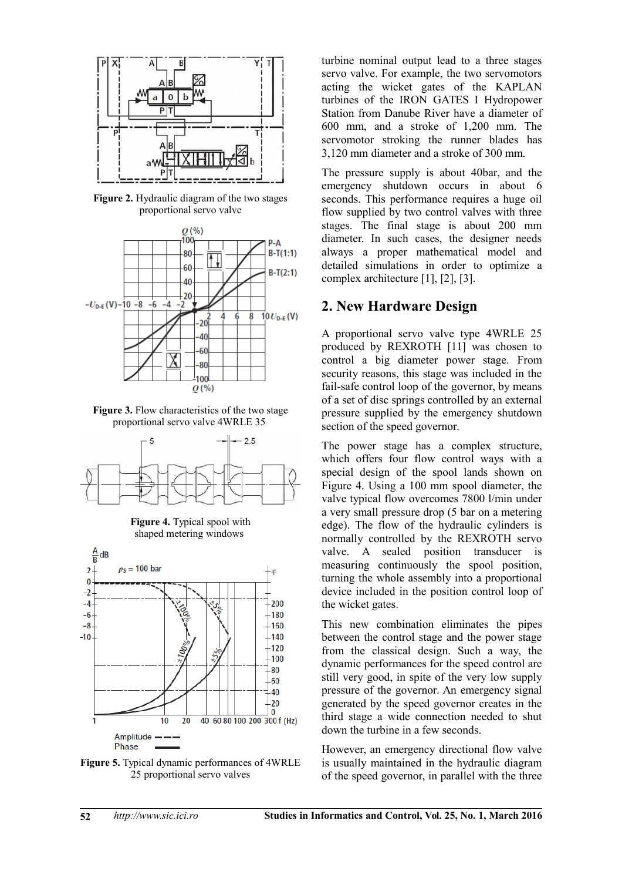**Figure 2.** Hydraulic diagram of the two stages proportional servo valve

**Figure 3.** Flow characteristics of the two stage proportional servo valve 4WRLE 35

**Figure 4.** Typical spool with shaped metering windows

**Figure 5.** Typical dynamic performances of 4WRLE 25 proportional servo valves

turbine nominal output lead to a three stages servo valve. For example, the two servomotors acting the wicket gates of the KAPLAN turbines of the IRON GATES I Hydropower Station from Danube River have a diameter of 600 mm, and a stroke of 1,200 mm. The servomotor stroking the runner blades has 3,120 mm diameter and a stroke of 300 mm.

The pressure supply is about 40bar, and the emergency shutdown occurs in about 6 seconds. This performance requires a huge oil flow supplied by two control valves with three stages. The final stage is about 200 mm diameter. In such cases, the designer needs always a proper mathematical model and detailed simulations in order to optimize a complex architecture [1], [2], [3].

## 2. New Hardware Design

A proportional servo valve type 4WRLE 25 produced by REXROTH [11] was chosen to control a big diameter power stage. From security reasons, this stage was included in the fail-safe control loop of the governor, by means of a set of disc springs controlled by an external pressure supplied by the emergency shutdown section of the speed governor.

The power stage has a complex structure, which offers four flow control ways with a special design of the spool lands shown on Figure 4. Using a 100 mm spool diameter, the valve typical flow overcomes 7800 l/min under a very small pressure drop (5 bar on a metering edge). The flow of the hydraulic cylinders is normally controlled by the REXROTH servo valve. A sealed position transducer is measuring continuously the spool position, turning the whole assembly into a proportional device included in the position control loop of the wicket gates.

This new combination eliminates the pipes between the control stage and the power stage from the classical design. Such a way, the dynamic performances for the speed control are still very good, in spite of the very low supply pressure of the governor. An emergency signal generated by the speed governor creates in the third stage a wide connection needed to shut down the turbine in a few seconds.

However, an emergency directional flow valve is usually maintained in the hydraulic diagram of the speed governor, in parallel with the three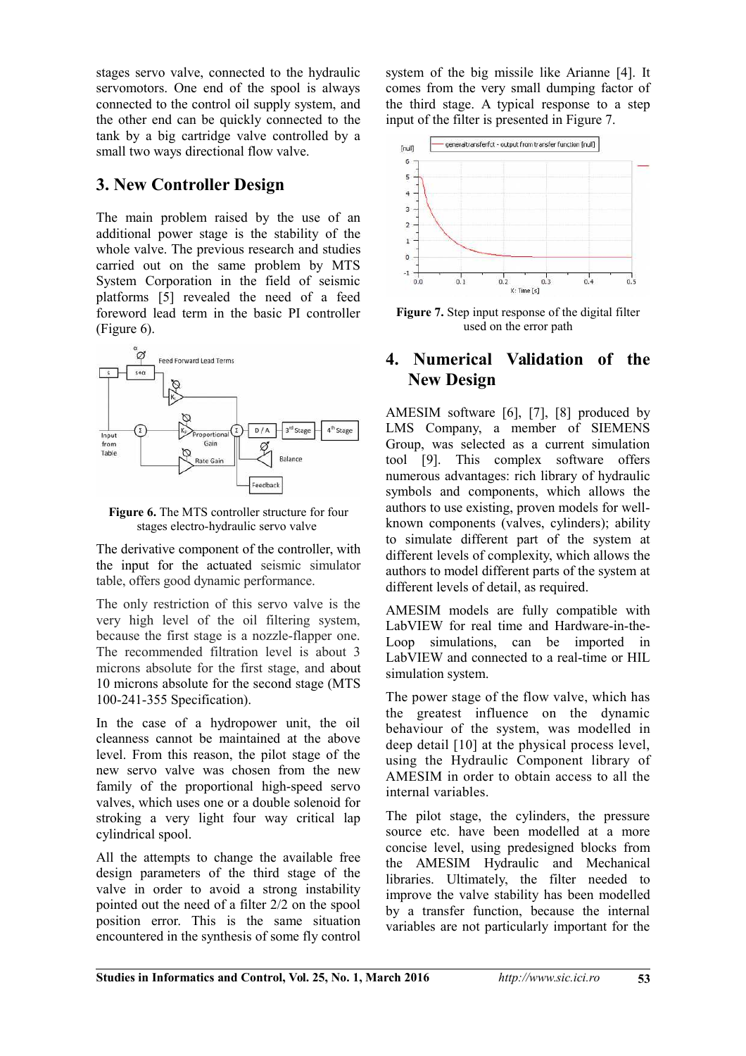stages servo valve, connected to the hydraulic servomotors. One end of the spool is always connected to the control oil supply system, and the other end can be quickly connected to the tank by a big cartridge valve controlled by a small two ways directional flow valve.

## 3. New Controller Design

The main problem raised by the use of an additional power stage is the stability of the whole valve. The previous research and studies carried out on the same problem by MTS System Corporation in the field of seismic platforms [5] revealed the need of a feed foreword lead term in the basic PI controller (Figure 6).

**Figure 6.** The MTS controller structure for four stages electro-hydraulic servo valve

The derivative component of the controller, with the input for the actuated seismic simulator table, offers good dynamic performance.

The only restriction of this servo valve is the very high level of the oil filtering system, because the first stage is a nozzle-flapper one. The recommended filtration level is about 3 microns absolute for the first stage, and about 10 microns absolute for the second stage (MTS 100-241-355 Specification).

In the case of a hydropower unit, the oil cleanness cannot be maintained at the above level. From this reason, the pilot stage of the new servo valve was chosen from the new family of the proportional high-speed servo valves, which uses one or a double solenoid for stroking a very light four way critical lap cylindrical spool.

All the attempts to change the available free design parameters of the third stage of the valve in order to avoid a strong instability pointed out the need of a filter 2/2 on the spool position error. This is the same situation encountered in the synthesis of some fly control system of the big missile like Arianne [4]. It comes from the very small dumping factor of the third stage. A typical response to a step input of the filter is presented in Figure 7.

**Figure 7.** Step input response of the digital filter used on the error path

## 4. Numerical Validation of the New Design

AMESIM software [6], [7], [8] produced by LMS Company, a member of SIEMENS Group, was selected as a current simulation tool [9]. This complex software offers numerous advantages: rich library of hydraulic symbols and components, which allows the authors to use existing, proven models for well-known components (valves, cylinders); ability to simulate different part of the system at different levels of complexity, which allows the authors to model different parts of the system at different levels of detail, as required.

AMESIM models are fully compatible with LabVIEW for real time and Hardware-in-the-Loop simulations, can be imported in LabVIEW and connected to a real-time or HIL simulation system.

The power stage of the flow valve, which has the greatest influence on the dynamic behaviour of the system, was modelled in deep detail [10] at the physical process level, using the Hydraulic Component library of AMESIM in order to obtain access to all the internal variables.

The pilot stage, the cylinders, the pressure source etc. have been modelled at a more concise level, using predesigned blocks from the AMESIM Hydraulic and Mechanical libraries. Ultimately, the filter needed to improve the valve stability has been modelled by a transfer function, because the internal variables are not particularly important for the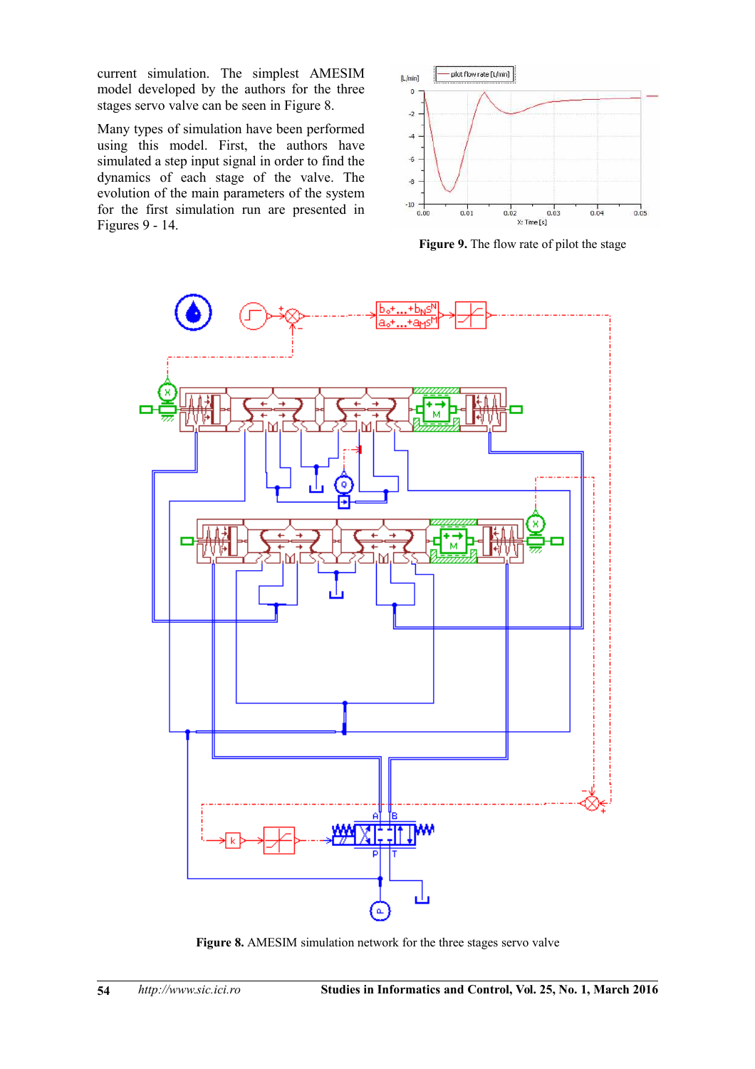current simulation. The simplest AMESIM model developed by the authors for the three stages servo valve can be seen in Figure 8.

Many types of simulation have been performed using this model. First, the authors have simulated a step input signal in order to find the dynamics of each stage of the valve. The evolution of the main parameters of the system for the first simulation run are presented in Figures 9 - 14.

**Figure 9.** The flow rate of pilot the stage

**Figure 8.** AMESIM simulation network for the three stages servo valve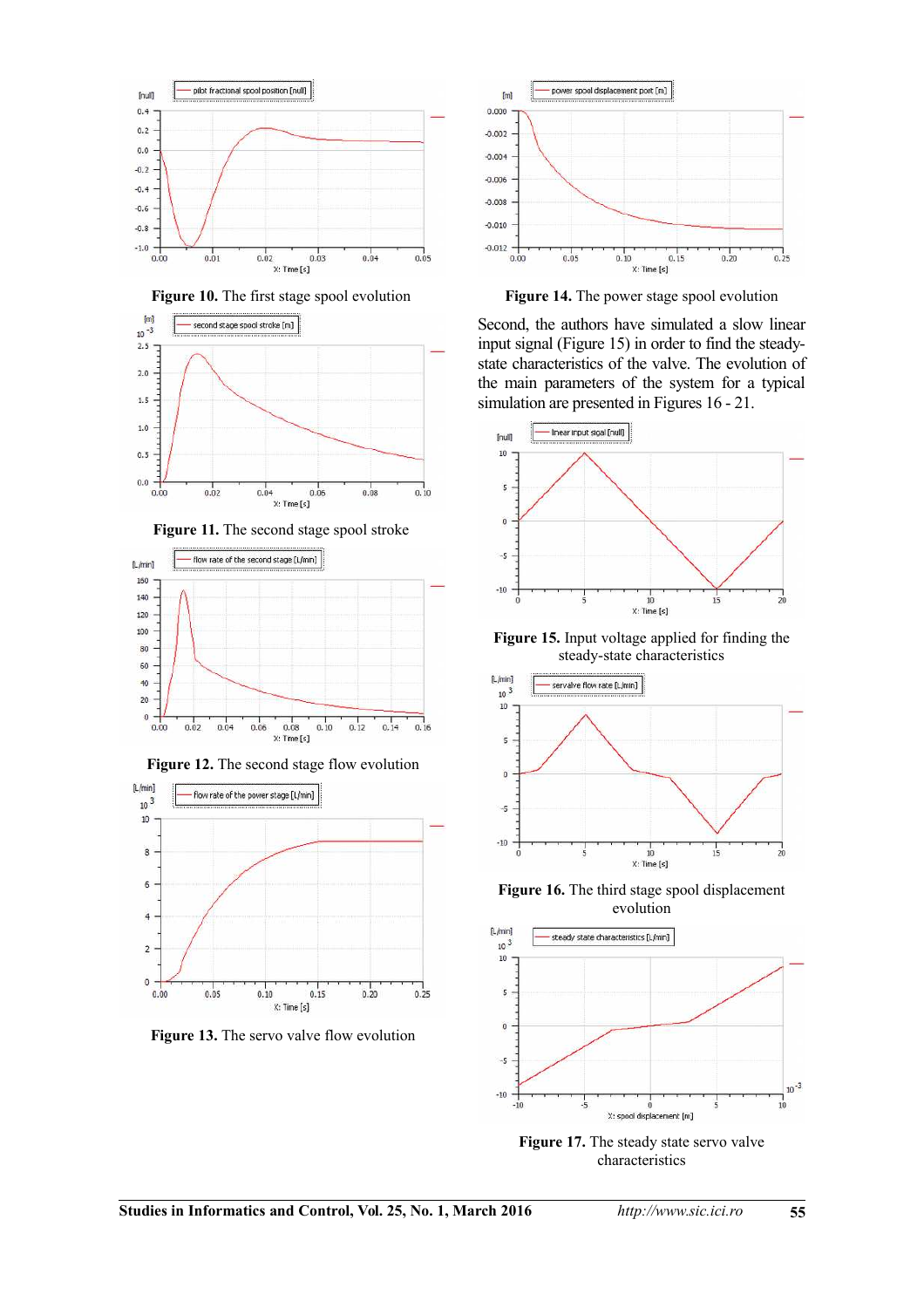**Figure 10.** The first stage spool evolution

**Figure 11.** The second stage spool stroke

**Figure 12.** The second stage flow evolution

**Figure 13.** The servo valve flow evolution

**Figure 14.** The power stage spool evolution

Second, the authors have simulated a slow linear input signal (Figure 15) in order to find the steady-state characteristics of the valve. The evolution of the main parameters of the system for a typical simulation are presented in Figures 16 - 21.

**Figure 15.** Input voltage applied for finding the steady-state characteristics

**Figure 16.** The third stage spool displacement evolution

**Figure 17.** The steady state servo valve characteristics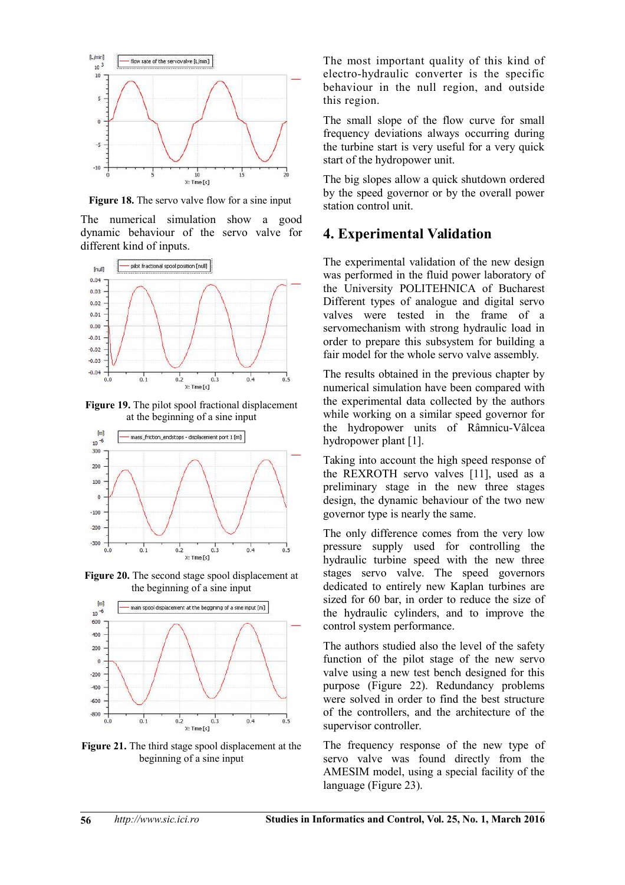Figure 18. The servo valve flow for a sine input

The numerical simulation show a good dynamic behaviour of the servo valve for different kind of inputs.

Figure 19. The pilot spool fractional displacement at the beginning of a sine input

Figure 20. The second stage spool displacement at the beginning of a sine input

Figure 21. The third stage spool displacement at the beginning of a sine input

The most important quality of this kind of electro-hydraulic converter is the specific behaviour in the null region, and outside this region.

The small slope of the flow curve for small frequency deviations always occurring during the turbine start is very useful for a very quick start of the hydropower unit.

The big slopes allow a quick shutdown ordered by the speed governor or by the overall power station control unit.

## 4. Experimental Validation

The experimental validation of the new design was performed in the fluid power laboratory of the University POLITEHNICA of Bucharest Different types of analogue and digital servo valves were tested in the frame of a servomechanism with strong hydraulic load in order to prepare this subsystem for building a fair model for the whole servo valve assembly.

The results obtained in the previous chapter by numerical simulation have been compared with the experimental data collected by the authors while working on a similar speed governor for the hydropower units of Râmnicu-Vâlcea hydropower plant [1].

Taking into account the high speed response of the REXROTH servo valves [11], used as a preliminary stage in the new three stages design, the dynamic behaviour of the two new governor type is nearly the same.

The only difference comes from the very low pressure supply used for controlling the hydraulic turbine speed with the new three stages servo valve. The speed governors dedicated to entirely new Kaplan turbines are sized for 60 bar, in order to reduce the size of the hydraulic cylinders, and to improve the control system performance.

The authors studied also the level of the safety function of the pilot stage of the new servo valve using a new test bench designed for this purpose (Figure 22). Redundancy problems were solved in order to find the best structure of the controllers, and the architecture of the supervisor controller.

The frequency response of the new type of servo valve was found directly from the AMESIM model, using a special facility of the language (Figure 23).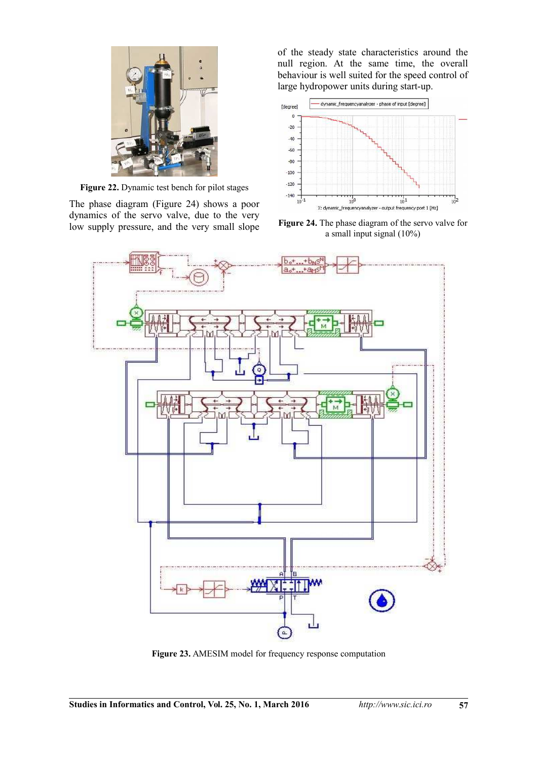Figure 22. Dynamic test bench for pilot stages

The phase diagram (Figure 24) shows a poor dynamics of the servo valve, due to the very low supply pressure, and the very small slope of the steady state characteristics around the null region. At the same time, the overall behaviour is well suited for the speed control of large hydropower units during start-up.

Figure 24. The phase diagram of the servo valve for a small input signal (10%)

Figure 23. AMESIM model for frequency response computation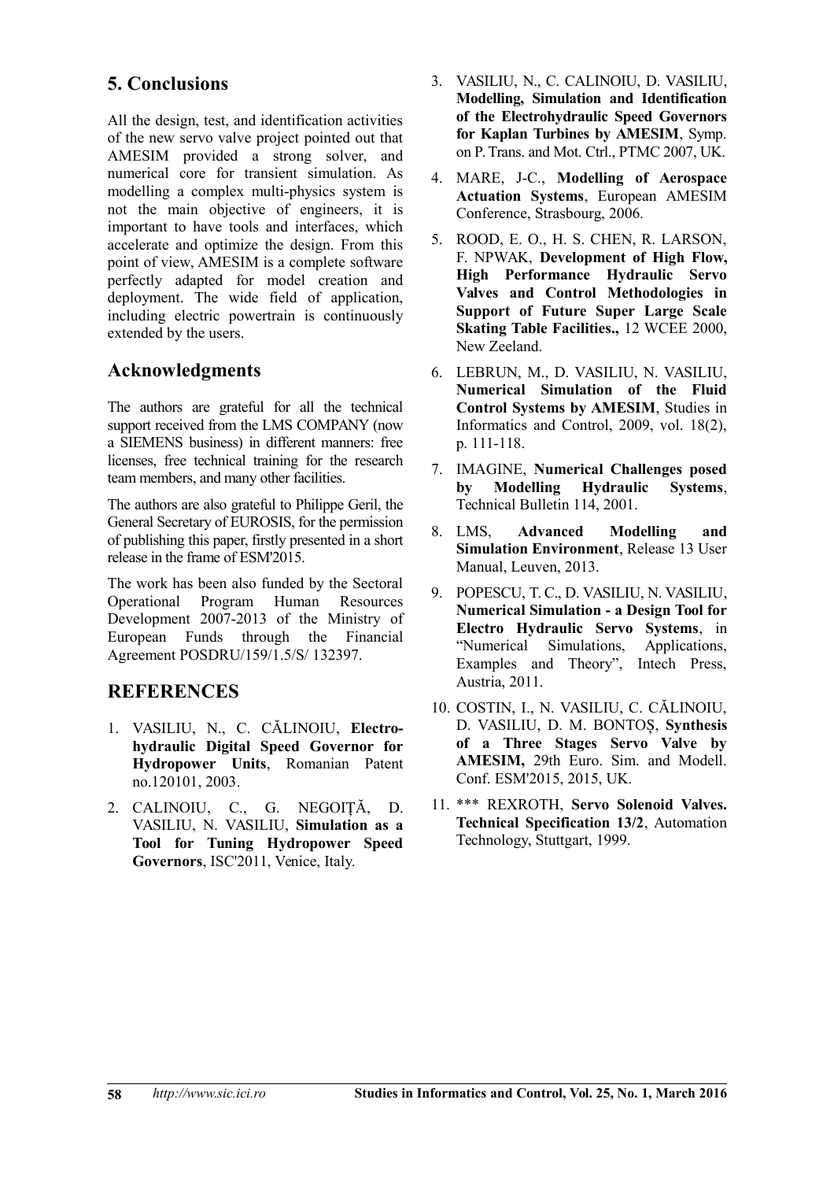## 5. Conclusions

All the design, test, and identification activities of the new servo valve project pointed out that AMESIM provided a strong solver, and numerical core for transient simulation. As modelling a complex multi-physics system is not the main objective of engineers, it is important to have tools and interfaces, which accelerate and optimize the design. From this point of view, AMESIM is a complete software perfectly adapted for model creation and deployment. The wide field of application, including electric powertrain is continuously extended by the users.

## Acknowledgments

The authors are grateful for all the technical support received from the LMS COMPANY (now a SIEMENS business) in different manners: free licenses, free technical training for the research team members, and many other facilities.

The authors are also grateful to Philippe Geril, the General Secretary of EUROSIS, for the permission of publishing this paper, firstly presented in a short release in the frame of ESM'2015.

The work has been also funded by the Sectoral Operational Program Human Resources Development 2007-2013 of the Ministry of European Funds through the Financial Agreement POSDRU/159/1.5/S/ 132397.

## REFERENCES

1. VASILIU, N., C. CĂLINOIU, **Electro-hydraulic Digital Speed Governor for Hydropower Units**, Romanian Patent no.120101, 2003.
2. CALINOIU, C., G. NEGOIȚĂ, D. VASILIU, N. VASILIU, **Simulation as a Tool for Tuning Hydropower Speed Governors**, ISC'2011, Venice, Italy.
3. VASILIU, N., C. CALINOIU, D. VASILIU, **Modelling, Simulation and Identification of the Electrohydraulic Speed Governors for Kaplan Turbines by AMESIM**, Symp. on P. Trans. and Mot. Ctrl., PTMC 2007, UK.
4. MARE, J-C., **Modelling of Aerospace Actuation Systems**, European AMESIM Conference, Strasbourg, 2006.
5. ROOD, E. O., H. S. CHEN, R. LARSON, F. NPWAK, **Development of High Flow, High Performance Hydraulic Servo Valves and Control Methodologies in Support of Future Super Large Scale Skating Table Facilities.,** 12 WCEE 2000, New Zeeland.
6. LEBRUN, M., D. VASILIU, N. VASILIU, **Numerical Simulation of the Fluid Control Systems by AMESIM**, Studies in Informatics and Control, 2009, vol. 18(2), p. 111-118.
7. IMAGINE, **Numerical Challenges posed by Modelling Hydraulic Systems**, Technical Bulletin 114, 2001.
8. LMS, **Advanced Modelling and Simulation Environment**, Release 13 User Manual, Leuven, 2013.
9. POPESCU, T. C., D. VASILIU, N. VASILIU, **Numerical Simulation - a Design Tool for Electro Hydraulic Servo Systems**, in "Numerical Simulations, Applications, Examples and Theory", Intech Press, Austria, 2011.
10. COSTIN, I., N. VASILIU, C. CĂLINOIU, D. VASILIU, D. M. BONTOȘ, **Synthesis of a Three Stages Servo Valve by AMESIM,** 29th Euro. Sim. and Modell. Conf. ESM'2015, 2015, UK.
11. *** REXROTH, **Servo Solenoid Valves. Technical Specification 13/2**, Automation Technology, Stuttgart, 1999.